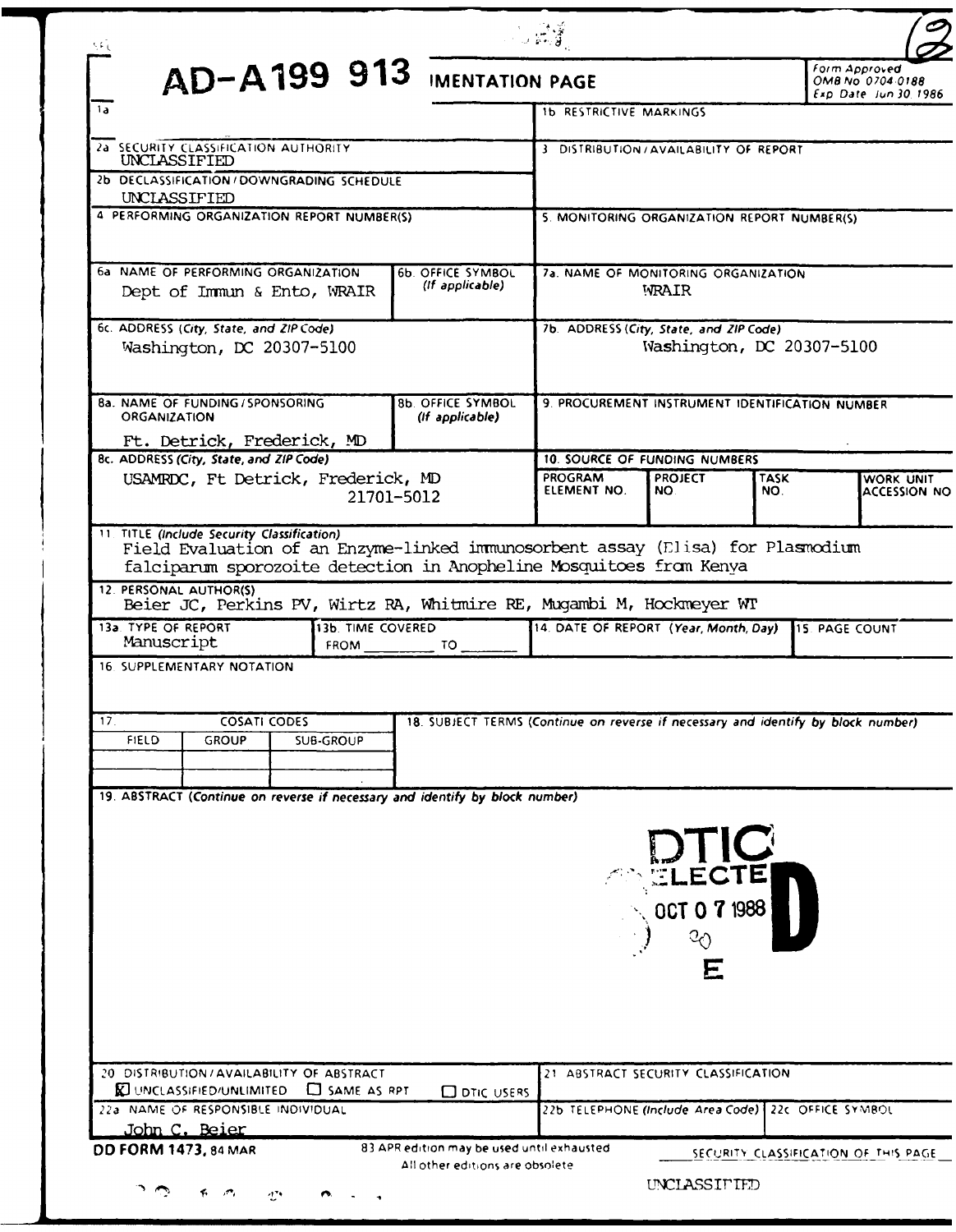# AD-A199 913 — REPORT DOCUMENTATION PAGE

Form Approved
OMB No 0704-0188
Exp Date Jun 30 1986

| Field | Content |
|---|---|
| 1a | |
| 1b RESTRICTIVE MARKINGS | |
| 2a SECURITY CLASSIFICATION AUTHORITY | UNCLASSIFIED |
| 2b DECLASSIFICATION / DOWNGRADING SCHEDULE | UNCLASSIFIED |
| 3 DISTRIBUTION / AVAILABILITY OF REPORT | |
| 4 PERFORMING ORGANIZATION REPORT NUMBER(S) | |
| 5. MONITORING ORGANIZATION REPORT NUMBER(S) | |
| 6a NAME OF PERFORMING ORGANIZATION | Dept of Immun & Ento, WRAIR |
| 6b OFFICE SYMBOL (If applicable) | |
| 6c ADDRESS (City, State, and ZIP Code) | Washington, DC 20307-5100 |
| 7a. NAME OF MONITORING ORGANIZATION | WRAIR |
| 7b. ADDRESS (City, State, and ZIP Code) | Washington, DC 20307-5100 |
| 8a. NAME OF FUNDING / SPONSORING ORGANIZATION | Ft. Detrick, Frederick, MD |
| 8b. OFFICE SYMBOL (If applicable) | |
| 8c. ADDRESS (City, State, and ZIP Code) | USAMRDC, Ft Detrick, Frederick, MD 21701-5012 |
| 9. PROCUREMENT INSTRUMENT IDENTIFICATION NUMBER | |
| 10. SOURCE OF FUNDING NUMBERS | PROGRAM ELEMENT NO. / PROJECT NO. / TASK NO. / WORK UNIT ACCESSION NO |
| 11 TITLE (Include Security Classification) | Field Evaluation of an Enzyme-linked immunosorbent assay (Elisa) for Plasmodium falciparum sporozoite detection in Anopheline Mosquitoes from Kenya |
| 12. PERSONAL AUTHOR(S) | Beier JC, Perkins PV, Wirtz RA, Whitmire RE, Mugambi M, Hockmeyer WT |
| 13a. TYPE OF REPORT | Manuscript |
| 13b. TIME COVERED | FROM ________ TO ______ |
| 14. DATE OF REPORT (Year, Month, Day) | |
| 15 PAGE COUNT | |
| 16 SUPPLEMENTARY NOTATION | |

| 17. COSATI CODES | | | 18. SUBJECT TERMS (Continue on reverse if necessary and identify by block number) |
|---|---|---|---|
| FIELD | GROUP | SUB-GROUP | |
| | | | |

19. ABSTRACT (Continue on reverse if necessary and identify by block number)

DTIC ELECTE OCT 0 7 1988 D E

| 20 DISTRIBUTION / AVAILABILITY OF ABSTRACT | 21 ABSTRACT SECURITY CLASSIFICATION |
|---|---|
| ☒ UNCLASSIFIED/UNLIMITED ☐ SAME AS RPT ☐ DTIC USERS | |

| 22a NAME OF RESPONSIBLE INDIVIDUAL | 22b TELEPHONE (Include Area Code) | 22c OFFICE SYMBOL |
|---|---|---|
| John C. Beier | | |

DD FORM 1473, 84 MAR — 83 APR edition may be used until exhausted. All other editions are obsolete.

SECURITY CLASSIFICATION OF THIS PAGE

UNCLASSIFIED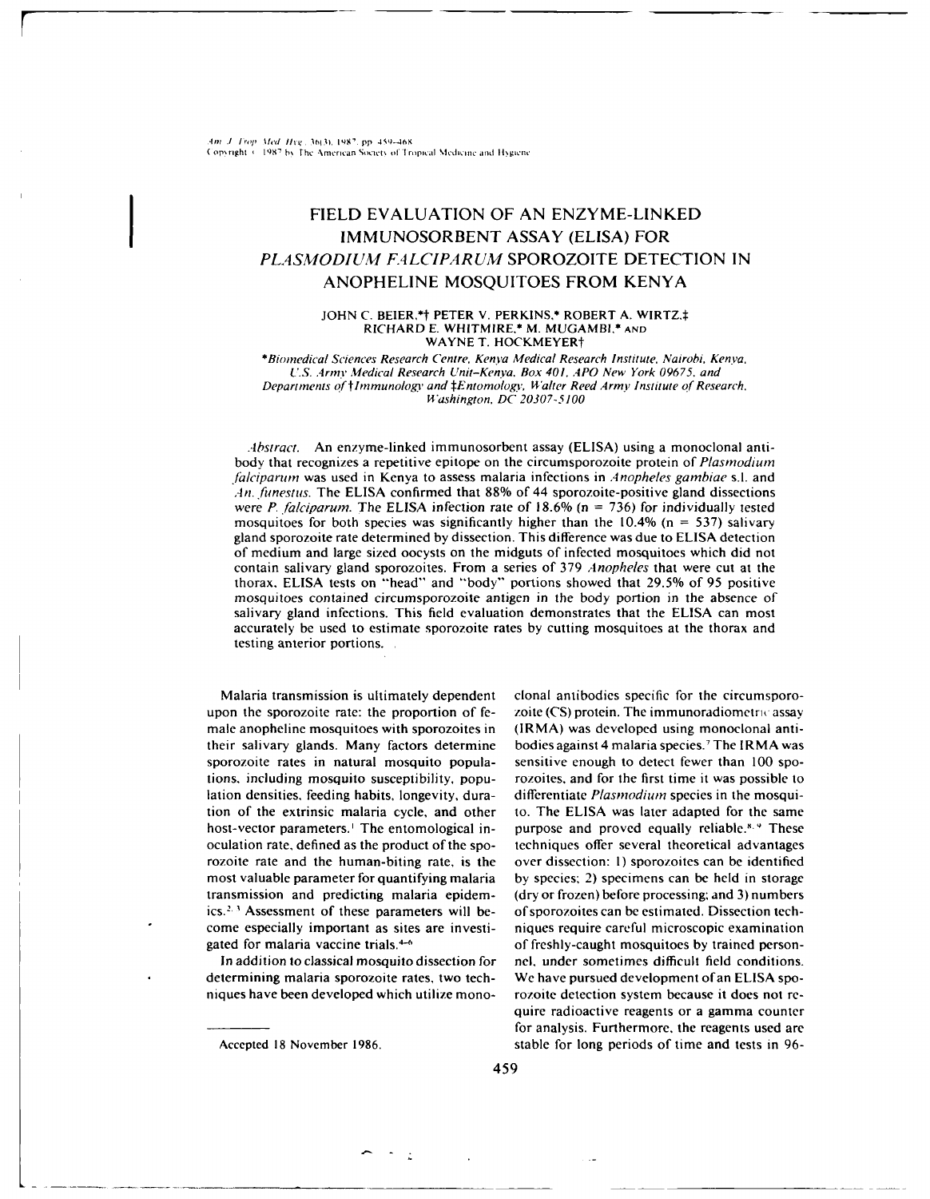# FIELD EVALUATION OF AN ENZYME-LINKED IMMUNOSORBENT ASSAY (ELISA) FOR *PLASMODIUM FALCIPARUM* SPOROZOITE DETECTION IN ANOPHELINE MOSQUITOES FROM KENYA

JOHN C. BEIER,*† PETER V. PERKINS,* ROBERT A. WIRTZ,‡ RICHARD E. WHITMIRE,* M. MUGAMBI,* AND WAYNE T. HOCKMEYER†

*\*Biomedical Sciences Research Centre, Kenya Medical Research Institute, Nairobi, Kenya, U.S. Army Medical Research Unit–Kenya, Box 401, APO New York 09675, and Departments of †Immunology and ‡Entomology, Walter Reed Army Institute of Research, Washington, DC 20307-5100*

*Abstract.* An enzyme-linked immunosorbent assay (ELISA) using a monoclonal antibody that recognizes a repetitive epitope on the circumsporozoite protein of *Plasmodium falciparum* was used in Kenya to assess malaria infections in *Anopheles gambiae* s.l. and *An. funestus*. The ELISA confirmed that 88% of 44 sporozoite-positive gland dissections were *P. falciparum*. The ELISA infection rate of 18.6% (n = 736) for individually tested mosquitoes for both species was significantly higher than the 10.4% (n = 537) salivary gland sporozoite rate determined by dissection. This difference was due to ELISA detection of medium and large sized oocysts on the midguts of infected mosquitoes which did not contain salivary gland sporozoites. From a series of 379 *Anopheles* that were cut at the thorax, ELISA tests on "head" and "body" portions showed that 29.5% of 95 positive mosquitoes contained circumsporozoite antigen in the body portion in the absence of salivary gland infections. This field evaluation demonstrates that the ELISA can most accurately be used to estimate sporozoite rates by cutting mosquitoes at the thorax and testing anterior portions.

Malaria transmission is ultimately dependent upon the sporozoite rate: the proportion of female anopheline mosquitoes with sporozoites in their salivary glands. Many factors determine sporozoite rates in natural mosquito populations, including mosquito susceptibility, population densities, feeding habits, longevity, duration of the extrinsic malaria cycle, and other host-vector parameters.[1] The entomological inoculation rate, defined as the product of the sporozoite rate and the human-biting rate, is the most valuable parameter for quantifying malaria transmission and predicting malaria epidemics.[2,3] Assessment of these parameters will become especially important as sites are investigated for malaria vaccine trials.[4–6]

In addition to classical mosquito dissection for determining malaria sporozoite rates, two techniques have been developed which utilize monoclonal antibodies specific for the circumsporozoite (CS) protein. The immunoradiometric assay (IRMA) was developed using monoclonal antibodies against 4 malaria species.[7] The IRMA was sensitive enough to detect fewer than 100 sporozoites, and for the first time it was possible to differentiate *Plasmodium* species in the mosquito. The ELISA was later adapted for the same purpose and proved equally reliable.[8,9] These techniques offer several theoretical advantages over dissection: 1) sporozoites can be identified by species; 2) specimens can be held in storage (dry or frozen) before processing; and 3) numbers of sporozoites can be estimated. Dissection techniques require careful microscopic examination of freshly-caught mosquitoes by trained personnel, under sometimes difficult field conditions. We have pursued development of an ELISA sporozoite detection system because it does not require radioactive reagents or a gamma counter for analysis. Furthermore, the reagents used are stable for long periods of time and tests in 96-

Accepted 18 November 1986.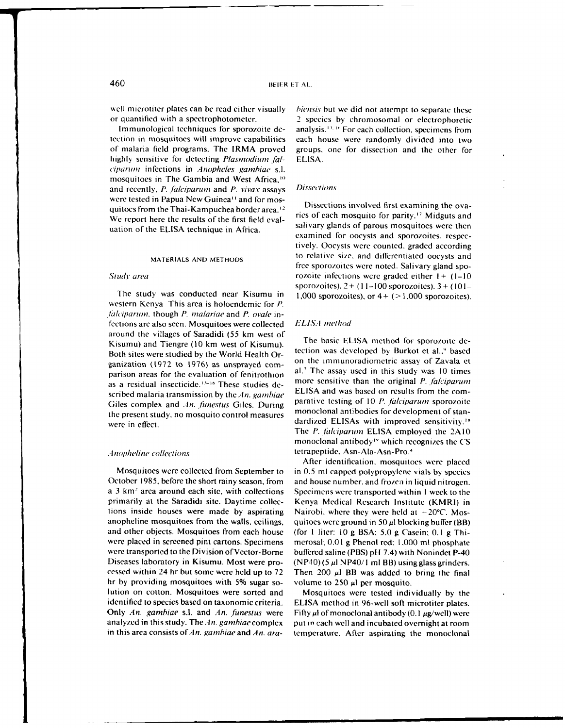well microtiter plates can be read either visually or quantified with a spectrophotometer.

Immunological techniques for sporozoite detection in mosquitoes will improve capabilities of malaria field programs. The IRMA proved highly sensitive for detecting *Plasmodium falciparum* infections in *Anopheles gambiae* s.l. mosquitoes in The Gambia and West Africa,[10] and recently, *P. falciparum* and *P. vivax* assays were tested in Papua New Guinea[11] and for mosquitoes from the Thai-Kampuchea border area.[12] We report here the results of the first field evaluation of the ELISA technique in Africa.

## MATERIALS AND METHODS

### *Study area*

The study was conducted near Kisumu in western Kenya This area is holoendemic for *P. falciparum*, though *P. malariae* and *P. ovale* infections are also seen. Mosquitoes were collected around the villages of Saradidi (55 km west of Kisumu) and Tiengre (10 km west of Kisumu). Both sites were studied by the World Health Organization (1972 to 1976) as unsprayed comparison areas for the evaluation of fenitrothion as a residual insecticide.[13-16] These studies described malaria transmission by the *An. gambiae* Giles complex and *An. funestus* Giles. During the present study, no mosquito control measures were in effect.

### *Anopheline collections*

Mosquitoes were collected from September to October 1985, before the short rainy season, from a 3 $km^2$ area around each site, with collections primarily at the Saradidi site. Daytime collections inside houses were made by aspirating anopheline mosquitoes from the walls, ceilings, and other objects. Mosquitoes from each house were placed in screened pint cartons. Specimens were transported to the Division of Vector-Borne Diseases laboratory in Kisumu. Most were processed within 24 hr but some were held up to 72 hr by providing mosquitoes with 5% sugar solution on cotton. Mosquitoes were sorted and identified to species based on taxonomic criteria. Only *An. gambiae* s.l. and *An. funestus* were analyzed in this study. The *An. gambiae* complex in this area consists of *An. gambiae* and *An. arabiensis* but we did not attempt to separate these 2 species by chromosomal or electrophoretic analysis.[13-16] For each collection, specimens from each house were randomly divided into two groups, one for dissection and the other for ELISA.

### *Dissections*

Dissections involved first examining the ovaries of each mosquito for parity.[17] Midguts and salivary glands of parous mosquitoes were then examined for oocysts and sporozoites, respectively. Oocysts were counted, graded according to relative size, and differentiated oocysts and free sporozoites were noted. Salivary gland sporozoite infections were graded either 1+ (1–10 sporozoites), 2+ (11–100 sporozoites), 3+ (101–1,000 sporozoites), or 4+ (>1,000 sporozoites).

### *ELISA method*

The basic ELISA method for sporozoite detection was developed by Burkot et al.,[9] based on the immunoradiometric assay of Zavala et al.[7] The assay used in this study was 10 times more sensitive than the original *P. falciparum* ELISA and was based on results from the comparative testing of 10 *P. falciparum* sporozoite monoclonal antibodies for development of standardized ELISAs with improved sensitivity.[18] The *P. falciparum* ELISA employed the 2A10 monoclonal antibody[19] which recognizes the CS tetrapeptide, Asn-Ala-Asn-Pro.[4]

After identification, mosquitoes were placed in 0.5 ml capped polypropylene vials by species and house number, and frozen in liquid nitrogen. Specimens were transported within 1 week to the Kenya Medical Research Institute (KMRI) in Nairobi, where they were held at −20°C. Mosquitoes were ground in 50 μl blocking buffer (BB) (for 1 liter: 10 g BSA; 5.0 g Casein; 0.1 g Thimerosal; 0.01 g Phenol red; 1,000 ml phosphate buffered saline (PBS) pH 7.4) with Nonindet P-40 (NP40) (5 μl NP40/1 ml BB) using glass grinders. Then 200 μl BB was added to bring the final volume to 250 μl per mosquito.

Mosquitoes were tested individually by the ELISA method in 96-well soft microtiter plates. Fifty μl of monoclonal antibody (0.1 μg/well) were put in each well and incubated overnight at room temperature. After aspirating the monoclonal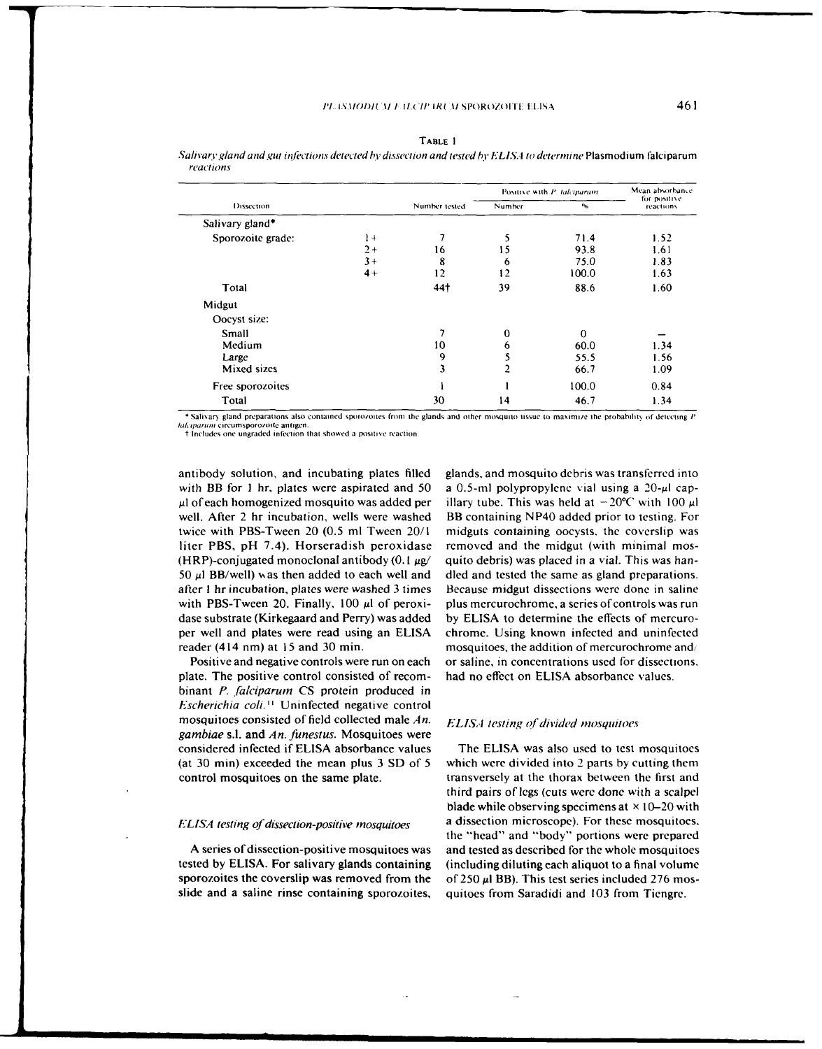**TABLE 1**

*Salivary gland and gut infections detected by dissection and tested by ELISA to determine* Plasmodium falciparum *reactions*

| Dissection | | Number tested | Positive with *P. falciparum* | | Mean absorbance for positive reactions |
|---|---|---|---|---|---|
| | | | Number | % | |
| Salivary gland* | | | | | |
| Sporozoite grade: | 1+ | 7 | 5 | 71.4 | 1.52 |
| | 2+ | 16 | 15 | 93.8 | 1.61 |
| | 3+ | 8 | 6 | 75.0 | 1.83 |
| | 4+ | 12 | 12 | 100.0 | 1.63 |
| Total | | 44† | 39 | 88.6 | 1.60 |
| Midgut | | | | | |
| Oocyst size: | | | | | |
| Small | | 7 | 0 | 0 | — |
| Medium | | 10 | 6 | 60.0 | 1.34 |
| Large | | 9 | 5 | 55.5 | 1.56 |
| Mixed sizes | | 3 | 2 | 66.7 | 1.09 |
| Free sporozoites | | 1 | 1 | 100.0 | 0.84 |
| Total | | 30 | 14 | 46.7 | 1.34 |

\* Salivary gland preparations also contained sporozoites from the glands and other mosquito tissue to maximize the probability of detecting *P. falciparum* circumsporozoite antigen.
† Includes one ungraded infection that showed a positive reaction.

antibody solution, and incubating plates filled with BB for 1 hr, plates were aspirated and 50 μl of each homogenized mosquito was added per well. After 2 hr incubation, wells were washed twice with PBS-Tween 20 (0.5 ml Tween 20/1 liter PBS, pH 7.4). Horseradish peroxidase (HRP)-conjugated monoclonal antibody (0.1 μg/50 μl BB/well) was then added to each well and after 1 hr incubation, plates were washed 3 times with PBS-Tween 20. Finally, 100 μl of peroxidase substrate (Kirkegaard and Perry) was added per well and plates were read using an ELISA reader (414 nm) at 15 and 30 min.

Positive and negative controls were run on each plate. The positive control consisted of recombinant *P. falciparum* CS protein produced in *Escherichia coli*.[11] Uninfected negative control mosquitoes consisted of field collected male *An. gambiae* s.l. and *An. funestus*. Mosquitoes were considered infected if ELISA absorbance values (at 30 min) exceeded the mean plus 3 SD of 5 control mosquitoes on the same plate.

### *ELISA testing of dissection-positive mosquitoes*

A series of dissection-positive mosquitoes was tested by ELISA. For salivary glands containing sporozoites the coverslip was removed from the slide and a saline rinse containing sporozoites, glands, and mosquito debris was transferred into a 0.5-ml polypropylene vial using a 20-μl capillary tube. This was held at −20°C with 100 μl BB containing NP40 added prior to testing. For midguts containing oocysts, the coverslip was removed and the midgut (with minimal mosquito debris) was placed in a vial. This was handled and tested the same as gland preparations. Because midgut dissections were done in saline plus mercurochrome, a series of controls was run by ELISA to determine the effects of mercurochrome. Using known infected and uninfected mosquitoes, the addition of mercurochrome and/or saline, in concentrations used for dissections, had no effect on ELISA absorbance values.

### *ELISA testing of divided mosquitoes*

The ELISA was also used to test mosquitoes which were divided into 2 parts by cutting them transversely at the thorax between the first and third pairs of legs (cuts were done with a scalpel blade while observing specimens at × 10–20 with a dissection microscope). For these mosquitoes, the "head" and "body" portions were prepared and tested as described for the whole mosquitoes (including diluting each aliquot to a final volume of 250 μl BB). This test series included 276 mosquitoes from Saradidi and 103 from Tiengre.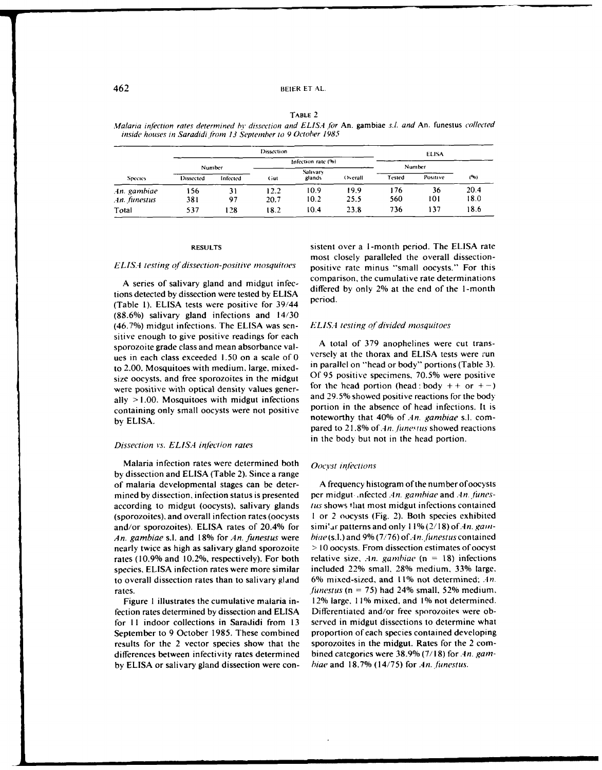TABLE 2

*Malaria infection rates determined by dissection and ELISA for* An. gambiae *s.l. and* An. funestus *collected inside houses in Saradidi from 13 September to 9 October 1985*

| | Dissection | | | | | ELISA | | |
|---|---|---|---|---|---|---|---|---|
| | Number | | Infection rate (%) | | | Number | | |
| Species | Dissected | Infected | Gut | Salivary glands | Overall | Tested | Positive | (%) |
| *An. gambiae* | 156 | 31 | 12.2 | 10.9 | 19.9 | 176 | 36 | 20.4 |
| *An. funestus* | 381 | 97 | 20.7 | 10.2 | 25.5 | 560 | 101 | 18.0 |
| Total | 537 | 128 | 18.2 | 10.4 | 23.8 | 736 | 137 | 18.6 |

## RESULTS

### *ELISA testing of dissection-positive mosquitoes*

A series of salivary gland and midgut infections detected by dissection were tested by ELISA (Table 1). ELISA tests were positive for 39/44 (88.6%) salivary gland infections and 14/30 (46.7%) midgut infections. The ELISA was sensitive enough to give positive readings for each sporozoite grade class and mean absorbance values in each class exceeded 1.50 on a scale of 0 to 2.00. Mosquitoes with medium, large, mixed-size oocysts, and free sporozoites in the midgut were positive with optical density values generally >1.00. Mosquitoes with midgut infections containing only small oocysts were not positive by ELISA.

### *Dissection vs. ELISA infection rates*

Malaria infection rates were determined both by dissection and ELISA (Table 2). Since a range of malaria developmental stages can be determined by dissection, infection status is presented according to midgut (oocysts), salivary glands (sporozoites), and overall infection rates (oocysts and/or sporozoites). ELISA rates of 20.4% for *An. gambiae* s.l. and 18% for *An. funestus* were nearly twice as high as salivary gland sporozoite rates (10.9% and 10.2%, respectively). For both species, ELISA infection rates were more similar to overall dissection rates than to salivary gland rates.

Figure 1 illustrates the cumulative malaria infection rates determined by dissection and ELISA for 11 indoor collections in Saradidi from 13 September to 9 October 1985. These combined results for the 2 vector species show that the differences between infectivity rates determined by ELISA or salivary gland dissection were consistent over a 1-month period. The ELISA rate most closely paralleled the overall dissection-positive rate minus "small oocysts." For this comparison, the cumulative rate determinations differed by only 2% at the end of the 1-month period.

### *ELISA testing of divided mosquitoes*

A total of 379 anophelines were cut transversely at the thorax and ELISA tests were run in parallel on "head or body" portions (Table 3). Of 95 positive specimens, 70.5% were positive for the head portion (head : body ++ or +−) and 29.5% showed positive reactions for the body portion in the absence of head infections. It is noteworthy that 40% of *An. gambiae* s.l. compared to 21.8% of *An. funestus* showed reactions in the body but not in the head portion.

### *Oocyst infections*

A frequency histogram of the number of oocysts per midgut-infected *An. gambiae* and *An. funestus* shows that most midgut infections contained 1 or 2 oocysts (Fig. 2). Both species exhibited similar patterns and only 11% (2/18) of *An. gambiae* (s.l.) and 9% (7/76) of *An. funestus* contained >10 oocysts. From dissection estimates of oocyst relative size, *An. gambiae* (n = 18) infections included 22% small, 28% medium, 33% large, 6% mixed-sized, and 11% not determined; *An. funestus* (n = 75) had 24% small, 52% medium, 12% large, 11% mixed, and 1% not determined. Differentiated and/or free sporozoites were observed in midgut dissections to determine what proportion of each species contained developing sporozoites in the midgut. Rates for the 2 combined categories were 38.9% (7/18) for *An. gambiae* and 18.7% (14/75) for *An. funestus*.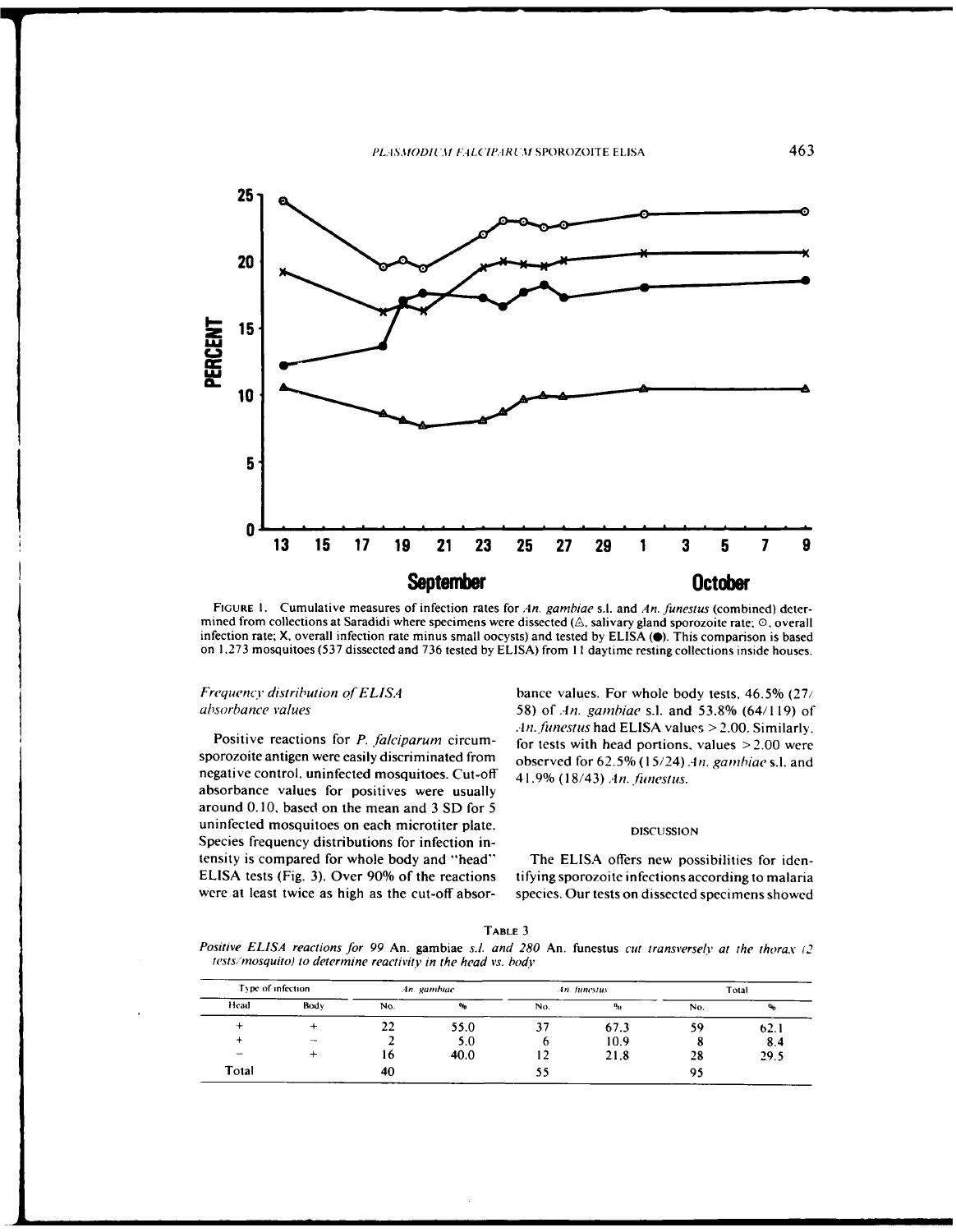FIGURE 1. Cumulative measures of infection rates for *An. gambiae* s.l. and *An. funestus* (combined) determined from collections at Saradidi where specimens were dissected (△, salivary gland sporozoite rate; ⊙, overall infection rate; X, overall infection rate minus small oocysts) and tested by ELISA (●). This comparison is based on 1,273 mosquitoes (537 dissected and 736 tested by ELISA) from 11 daytime resting collections inside houses.

*Frequency distribution of ELISA absorbance values*

Positive reactions for *P. falciparum* circumsporozoite antigen were easily discriminated from negative control, uninfected mosquitoes. Cut-off absorbance values for positives were usually around 0.10, based on the mean and 3 SD for 5 uninfected mosquitoes on each microtiter plate. Species frequency distributions for infection intensity is compared for whole body and "head" ELISA tests (Fig. 3). Over 90% of the reactions were at least twice as high as the cut-off absorbance values. For whole body tests, 46.5% (27/58) of *An. gambiae* s.l. and 53.8% (64/119) of *An. funestus* had ELISA values > 2.00. Similarly, for tests with head portions, values > 2.00 were observed for 62.5% (15/24) *An. gambiae* s.l. and 41.9% (18/43) *An. funestus*.

## DISCUSSION

The ELISA offers new possibilities for identifying sporozoite infections according to malaria species. Our tests on dissected specimens showed

TABLE 3

*Positive ELISA reactions for 99* An. gambiae *s.l. and 280* An. funestus *cut transversely at the thorax (2 tests/mosquito) to determine reactivity in the head vs. body*

| Type of infection | | *An. gambiae* | | *An. funestus* | | Total | |
|---|---|---|---|---|---|---|---|
| Head | Body | No. | % | No. | % | No. | % |
| + | + | 22 | 55.0 | 37 | 67.3 | 59 | 62.1 |
| + | − | 2 | 5.0 | 6 | 10.9 | 8 | 8.4 |
| − | + | 16 | 40.0 | 12 | 21.8 | 28 | 29.5 |
| Total | | 40 | | 55 | | 95 | |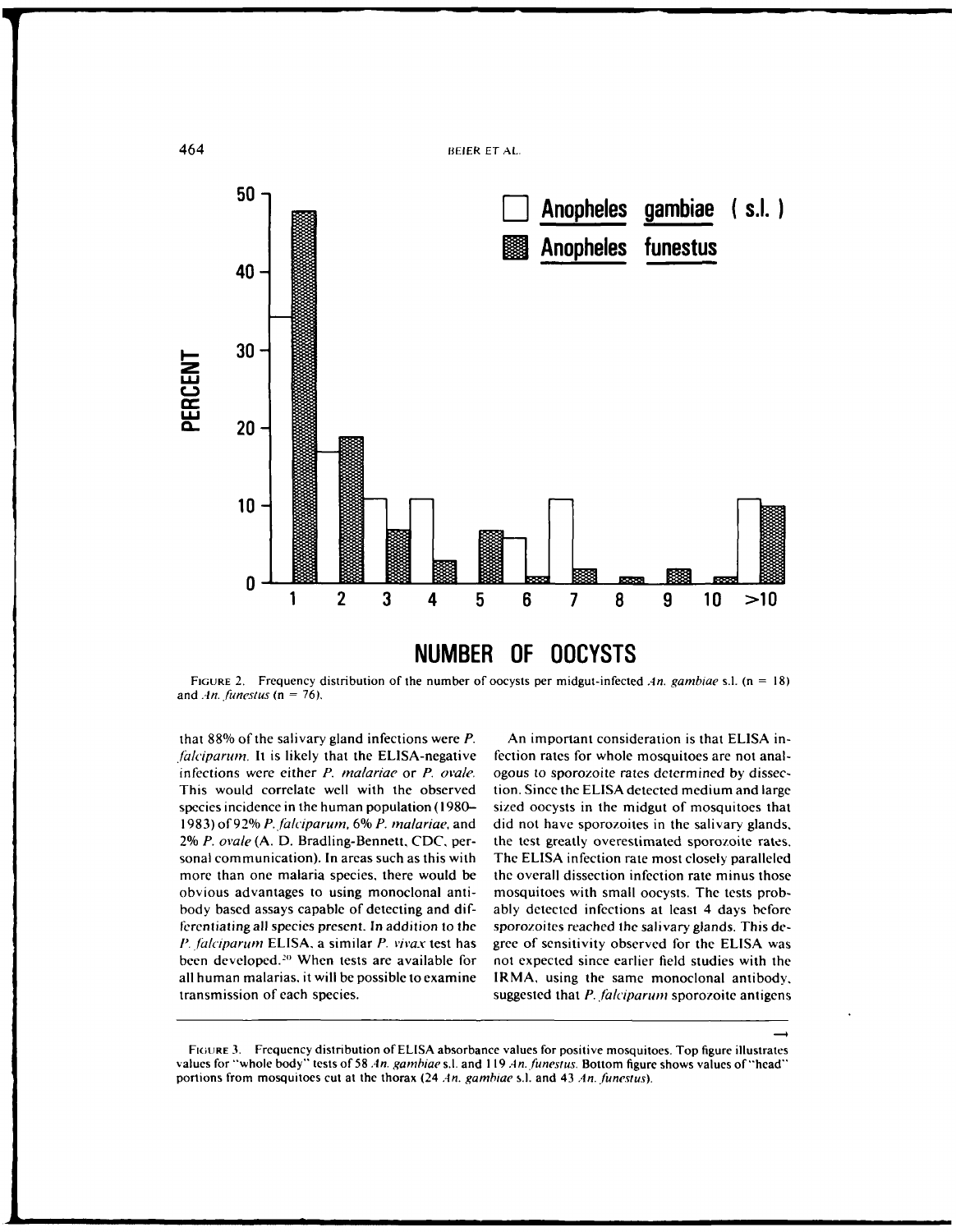FIGURE 2. Frequency distribution of the number of oocysts per midgut-infected *An. gambiae* s.l. (n = 18) and *An. funestus* (n = 76).

that 88% of the salivary gland infections were *P. falciparum*. It is likely that the ELISA-negative infections were either *P. malariae* or *P. ovale*. This would correlate well with the observed species incidence in the human population (1980–1983) of 92% *P. falciparum*, 6% *P. malariae*, and 2% *P. ovale* (A. D. Bradling-Bennett, CDC, personal communication). In areas such as this with more than one malaria species, there would be obvious advantages to using monoclonal antibody based assays capable of detecting and differentiating all species present. In addition to the *P. falciparum* ELISA, a similar *P. vivax* test has been developed.[20] When tests are available for all human malarias, it will be possible to examine transmission of each species.

An important consideration is that ELISA infection rates for whole mosquitoes are not analogous to sporozoite rates determined by dissection. Since the ELISA detected medium and large sized oocysts in the midgut of mosquitoes that did not have sporozoites in the salivary glands, the test greatly overestimated sporozoite rates. The ELISA infection rate most closely paralleled the overall dissection infection rate minus those mosquitoes with small oocysts. The tests probably detected infections at least 4 days before sporozoites reached the salivary glands. This degree of sensitivity observed for the ELISA was not expected since earlier field studies with the IRMA, using the same monoclonal antibody, suggested that *P. falciparum* sporozoite antigens

FIGURE 3. Frequency distribution of ELISA absorbance values for positive mosquitoes. Top figure illustrates values for "whole body" tests of 58 *An. gambiae* s.l. and 119 *An. funestus*. Bottom figure shows values of "head" portions from mosquitoes cut at the thorax (24 *An. gambiae* s.l. and 43 *An. funestus*).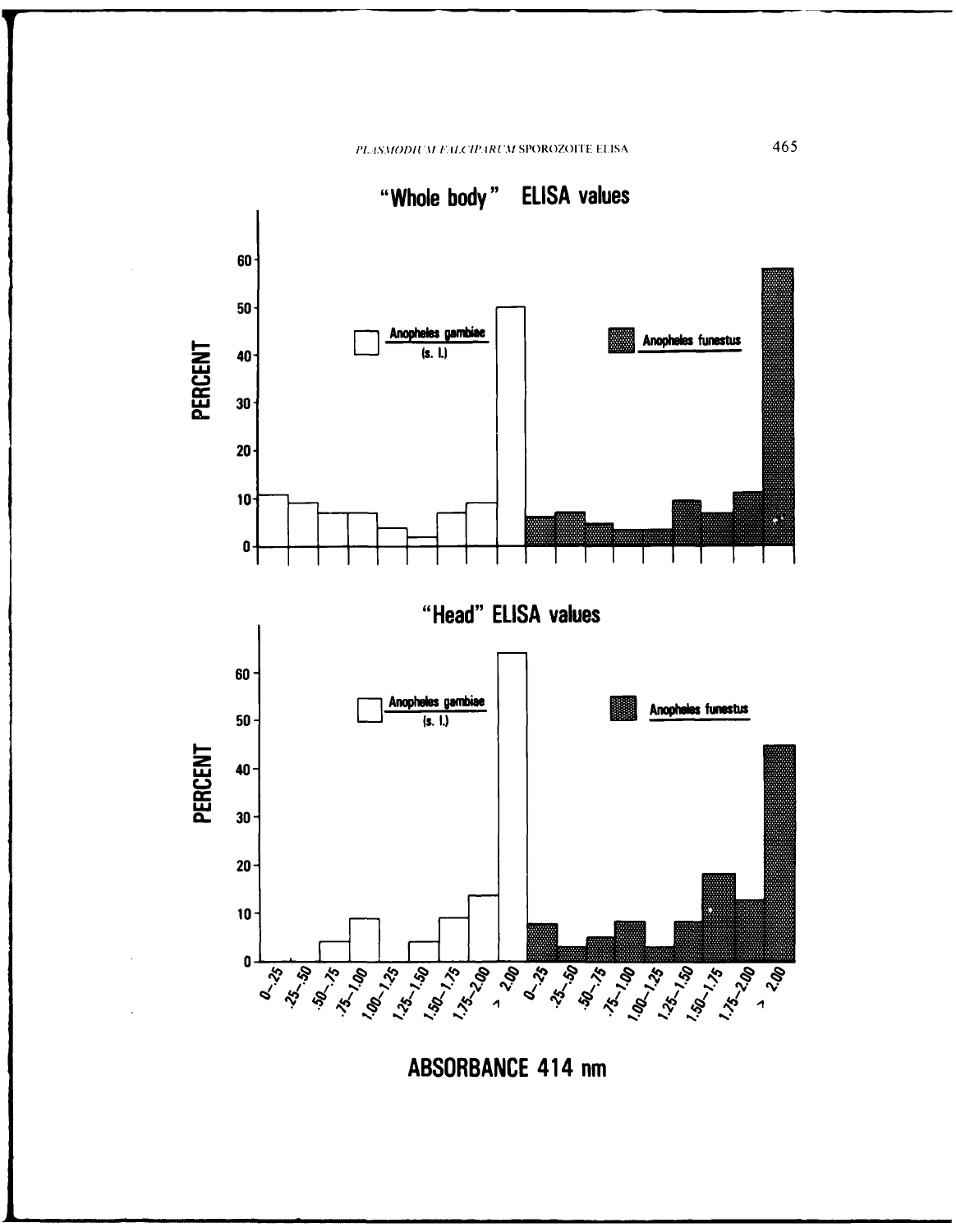## "Whole body" ELISA values

PERCENT

*Anopheles gambiae* (s. l.)

*Anopheles funestus*

## "Head" ELISA values

PERCENT

*Anopheles gambiae* (s. l.)

*Anopheles funestus*

0–.25 .25–.50 .50–.75 .75–1.00 1.00–1.25 1.25–1.50 1.50–1.75 1.75–2.00 > 2.00 0–.25 .25–.50 .50–.75 .75–1.00 1.00–1.25 1.25–1.50 1.50–1.75 1.75–2.00 > 2.00

**ABSORBANCE 414 nm**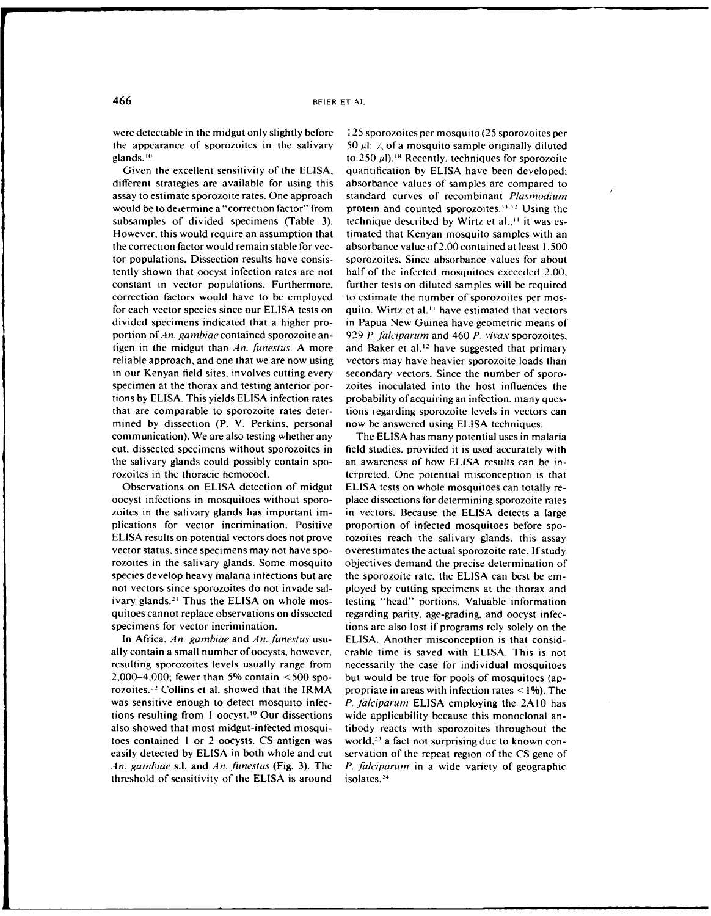were detectable in the midgut only slightly before the appearance of sporozoites in the salivary glands.[10]

Given the excellent sensitivity of the ELISA, different strategies are available for using this assay to estimate sporozoite rates. One approach would be to determine a "correction factor" from subsamples of divided specimens (Table 3). However, this would require an assumption that the correction factor would remain stable for vector populations. Dissection results have consistently shown that oocyst infection rates are not constant in vector populations. Furthermore, correction factors would have to be employed for each vector species since our ELISA tests on divided specimens indicated that a higher proportion of *An. gambiae* contained sporozoite antigen in the midgut than *An. funestus*. A more reliable approach, and one that we are now using in our Kenyan field sites, involves cutting every specimen at the thorax and testing anterior portions by ELISA. This yields ELISA infection rates that are comparable to sporozoite rates determined by dissection (P. V. Perkins, personal communication). We are also testing whether any cut, dissected specimens without sporozoites in the salivary glands could possibly contain sporozoites in the thoracic hemocoel.

Observations on ELISA detection of midgut oocyst infections in mosquitoes without sporozoites in the salivary glands has important implications for vector incrimination. Positive ELISA results on potential vectors does not prove vector status, since specimens may not have sporozoites in the salivary glands. Some mosquito species develop heavy malaria infections but are not vectors since sporozoites do not invade salivary glands.[21] Thus the ELISA on whole mosquitoes cannot replace observations on dissected specimens for vector incrimination.

In Africa, *An. gambiae* and *An. funestus* usually contain a small number of oocysts, however, resulting sporozoites levels usually range from 2,000–4,000; fewer than 5% contain <500 sporozoites.[22] Collins et al. showed that the IRMA was sensitive enough to detect mosquito infections resulting from 1 oocyst.[10] Our dissections also showed that most midgut-infected mosquitoes contained 1 or 2 oocysts. CS antigen was easily detected by ELISA in both whole and cut *An. gambiae* s.l. and *An. funestus* (Fig. 3). The threshold of sensitivity of the ELISA is around 125 sporozoites per mosquito (25 sporozoites per 50 μl; ⅕ of a mosquito sample originally diluted to 250 μl).[18] Recently, techniques for sporozoite quantification by ELISA have been developed; absorbance values of samples are compared to standard curves of recombinant *Plasmodium* protein and counted sporozoites.[11,12] Using the technique described by Wirtz et al.,[11] it was estimated that Kenyan mosquito samples with an absorbance value of 2.00 contained at least 1,500 sporozoites. Since absorbance values for about half of the infected mosquitoes exceeded 2.00, further tests on diluted samples will be required to estimate the number of sporozoites per mosquito. Wirtz et al.[11] have estimated that vectors in Papua New Guinea have geometric means of 929 *P. falciparum* and 460 *P. vivax* sporozoites, and Baker et al.[12] have suggested that primary vectors may have heavier sporozoite loads than secondary vectors. Since the number of sporozoites inoculated into the host influences the probability of acquiring an infection, many questions regarding sporozoite levels in vectors can now be answered using ELISA techniques.

The ELISA has many potential uses in malaria field studies, provided it is used accurately with an awareness of how ELISA results can be interpreted. One potential misconception is that ELISA tests on whole mosquitoes can totally replace dissections for determining sporozoite rates in vectors. Because the ELISA detects a large proportion of infected mosquitoes before sporozoites reach the salivary glands, this assay overestimates the actual sporozoite rate. If study objectives demand the precise determination of the sporozoite rate, the ELISA can best be employed by cutting specimens at the thorax and testing "head" portions. Valuable information regarding parity, age-grading, and oocyst infections are also lost if programs rely solely on the ELISA. Another misconception is that considerable time is saved with ELISA. This is not necessarily the case for individual mosquitoes but would be true for pools of mosquitoes (appropriate in areas with infection rates <1%). The *P. falciparum* ELISA employing the 2A10 has wide applicability because this monoclonal antibody reacts with sporozoites throughout the world,[23] a fact not surprising due to known conservation of the repeat region of the CS gene of *P. falciparum* in a wide variety of geographic isolates.[24]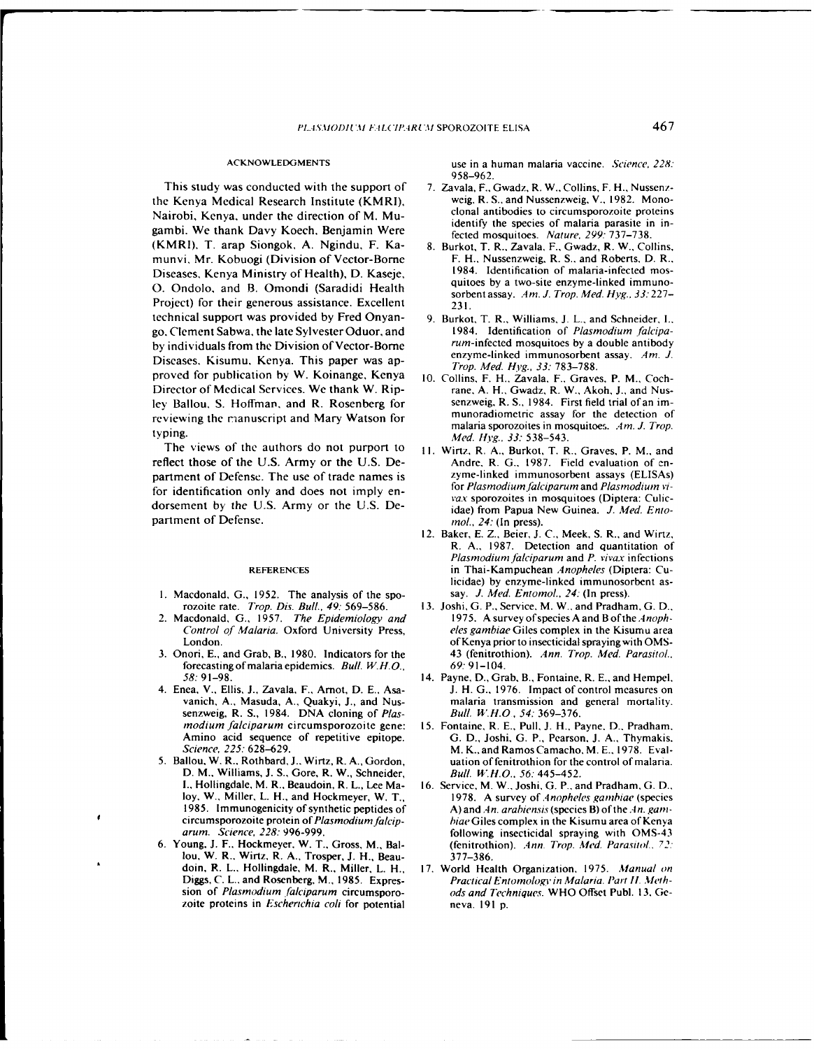## ACKNOWLEDGMENTS

This study was conducted with the support of the Kenya Medical Research Institute (KMRI), Nairobi, Kenya, under the direction of M. Mugambi. We thank Davy Koech, Benjamin Were (KMRI), T. arap Siongok, A. Ngindu, F. Kamunvi, Mr. Kobuogi (Division of Vector-Borne Diseases, Kenya Ministry of Health), D. Kaseje, O. Ondolo, and B. Omondi (Saradidi Health Project) for their generous assistance. Excellent technical support was provided by Fred Onyango, Clement Sabwa, the late Sylvester Oduor, and by individuals from the Division of Vector-Borne Diseases, Kisumu, Kenya. This paper was approved for publication by W. Koinange, Kenya Director of Medical Services. We thank W. Ripley Ballou, S. Hoffman, and R. Rosenberg for reviewing the manuscript and Mary Watson for typing.

The views of the authors do not purport to reflect those of the U.S. Army or the U.S. Department of Defense. The use of trade names is for identification only and does not imply endorsement by the U.S. Army or the U.S. Department of Defense.

## REFERENCES

1. Macdonald, G., 1952. The analysis of the sporozoite rate. *Trop. Dis. Bull., 49:* 569–586.
2. Macdonald, G., 1957. *The Epidemiology and Control of Malaria.* Oxford University Press, London.
3. Onori, E., and Grab, B., 1980. Indicators for the forecasting of malaria epidemics. *Bull. W.H.O., 58:* 91–98.
4. Enea, V., Ellis, J., Zavala, F., Arnot, D. E., Asavanich, A., Masuda, A., Quakyi, J., and Nussenzweig, R. S., 1984. DNA cloning of *Plasmodium falciparum* circumsporozoite gene: Amino acid sequence of repetitive epitope. *Science, 225:* 628–629.
5. Ballou, W. R., Rothbard, J., Wirtz, R. A., Gordon, D. M., Williams, J. S., Gore, R. W., Schneider, I., Hollingdale, M. R., Beaudoin, R. L., Lee Maloy, W., Miller, L. H., and Hockmeyer, W. T., 1985. Immunogenicity of synthetic peptides of circumsporozoite protein of *Plasmodium falciparum*. *Science, 228:* 996-999.
6. Young, J. F., Hockmeyer, W. T., Gross, M., Ballou, W. R., Wirtz, R. A., Trosper, J. H., Beaudoin, R. L., Hollingdale, M. R., Miller, L. H., Diggs, C. L., and Rosenberg, M., 1985. Expression of *Plasmodium falciparum* circumsporozoite proteins in *Escherichia coli* for potential use in a human malaria vaccine. *Science, 228:* 958–962.
7. Zavala, F., Gwadz, R. W., Collins, F. H., Nussenzweig, R. S., and Nussenzweig, V., 1982. Monoclonal antibodies to circumsporozoite proteins identify the species of malaria parasite in infected mosquitoes. *Nature, 299:* 737–738.
8. Burkot, T. R., Zavala, F., Gwadz, R. W., Collins, F. H., Nussenzweig, R. S., and Roberts, D. R., 1984. Identification of malaria-infected mosquitoes by a two-site enzyme-linked immunosorbent assay. *Am. J. Trop. Med. Hyg., 33:* 227–231.
9. Burkot, T. R., Williams, J. L., and Schneider, I., 1984. Identification of *Plasmodium falciparum*-infected mosquitoes by a double antibody enzyme-linked immunosorbent assay. *Am. J. Trop. Med. Hyg., 33:* 783–788.
10. Collins, F. H., Zavala, F., Graves, P. M., Cochrane, A. H., Gwadz, R. W., Akoh, J., and Nussenzweig, R. S., 1984. First field trial of an immunoradiometric assay for the detection of malaria sporozoites in mosquitoes. *Am. J. Trop. Med. Hyg., 33:* 538–543.
11. Wirtz, R. A., Burkot, T. R., Graves, P. M., and Andre, R. G., 1987. Field evaluation of enzyme-linked immunosorbent assays (ELISAs) for *Plasmodium falciparum* and *Plasmodium vivax* sporozoites in mosquitoes (Diptera: Culicidae) from Papua New Guinea. *J. Med. Entomol., 24:* (In press).
12. Baker, E. Z., Beier, J. C., Meek, S. R., and Wirtz, R. A., 1987. Detection and quantitation of *Plasmodium falciparum* and *P. vivax* infections in Thai-Kampuchean *Anopheles* (Diptera: Culicidae) by enzyme-linked immunosorbent assay. *J. Med. Entomol., 24:* (In press).
13. Joshi, G. P., Service, M. W., and Pradham, G. D., 1975. A survey of species A and B of the *Anopheles gambiae* Giles complex in the Kisumu area of Kenya prior to insecticidal spraying with OMS-43 (fenitrothion). *Ann. Trop. Med. Parasitol., 69:* 91–104.
14. Payne, D., Grab, B., Fontaine, R. E., and Hempel, J. H. G., 1976. Impact of control measures on malaria transmission and general mortality. *Bull. W.H.O., 54:* 369–376.
15. Fontaine, R. E., Pull, J. H., Payne, D., Pradham, G. D., Joshi, G. P., Pearson, J. A., Thymakis, M. K., and Ramos Camacho, M. E., 1978. Evaluation of fenitrothion for the control of malaria. *Bull. W.H.O., 56:* 445–452.
16. Service, M. W., Joshi, G. P., and Pradham, G. D., 1978. A survey of *Anopheles gambiae* (species A) and *An. arabiensis* (species B) of the *An. gambiae* Giles complex in the Kisumu area of Kenya following insecticidal spraying with OMS-43 (fenitrothion). *Ann. Trop. Med. Parasitol., 72:* 377–386.
17. World Health Organization, 1975. *Manual on Practical Entomology in Malaria. Part II. Methods and Techniques.* WHO Offset Publ. 13, Geneva. 191 p.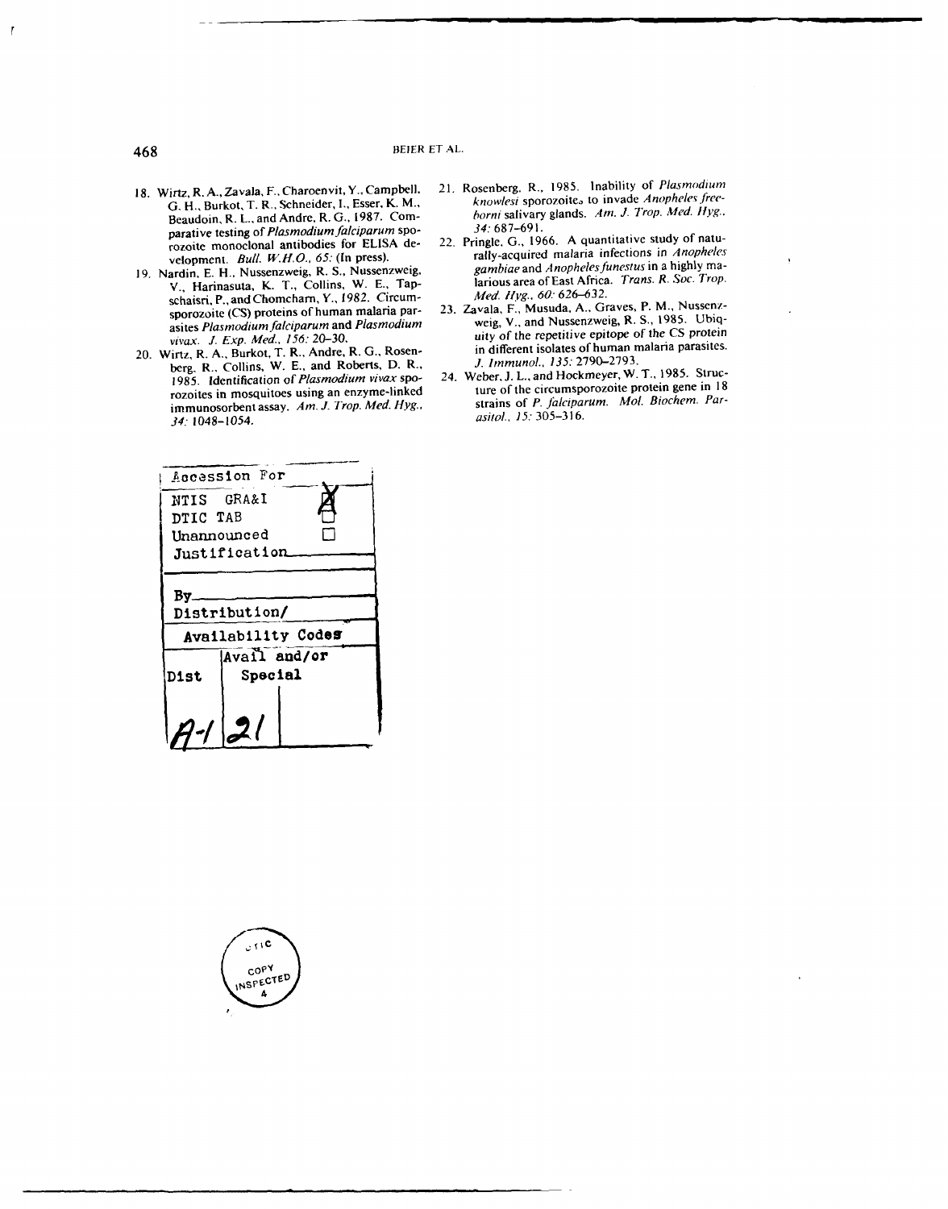18. Wirtz, R. A., Zavala, F., Charoenvit, Y., Campbell, G. H., Burkot, T. R., Schneider, I., Esser, K. M., Beaudoin, R. L., and Andre, R. G., 1987. Comparative testing of *Plasmodium falciparum* sporozoite monoclonal antibodies for ELISA development. *Bull. W.H.O., 65:* (In press).
19. Nardin, E. H., Nussenzweig, R. S., Nussenzweig, V., Harinasuta, K. T., Collins, W. E., Tapschaisri, P., and Chomcharn, Y., 1982. Circumsporozoite (CS) proteins of human malaria parasites *Plasmodium falciparum* and *Plasmodium vivax*. *J. Exp. Med., 156:* 20–30.
20. Wirtz, R. A., Burkot, T. R., Andre, R. G., Rosenberg, R., Collins, W. E., and Roberts, D. R., 1985. Identification of *Plasmodium vivax* sporozoites in mosquitoes using an enzyme-linked immunosorbent assay. *Am. J. Trop. Med. Hyg., 34:* 1048–1054.
21. Rosenberg, R., 1985. Inability of *Plasmodium knowlesi* sporozoites to invade *Anopheles freeborni* salivary glands. *Am. J. Trop. Med. Hyg., 34:* 687–691.
22. Pringle, G., 1966. A quantitative study of naturally-acquired malaria infections in *Anopheles gambiae* and *Anopheles funestus* in a highly malarious area of East Africa. *Trans. R. Soc. Trop. Med. Hyg., 60:* 626–632.
23. Zavala, F., Musuda, A., Graves, P. M., Nussenzweig, V., and Nussenzweig, R. S., 1985. Ubiquity of the repetitive epitope of the CS protein in different isolates of human malaria parasites. *J. Immunol., 135:* 2790–2793.
24. Weber, J. L., and Hockmeyer, W. T., 1985. Structure of the circumsporozoite protein gene in 18 strains of *P. falciparum*. *Mol. Biochem. Parasitol., 15:* 305–316.

| Accession For | | |
| --- | --- | --- |
| NTIS GRA&I | | X |
| DTIC TAB | | ☐ |
| Unannounced | | ☐ |
| Justification | | |
| By | | |
| Distribution/ | | |
| Availability Codes | | |
| Dist | Avail and/or Special | |
| A-1 | 21 | |

DTIC COPY INSPECTED 4